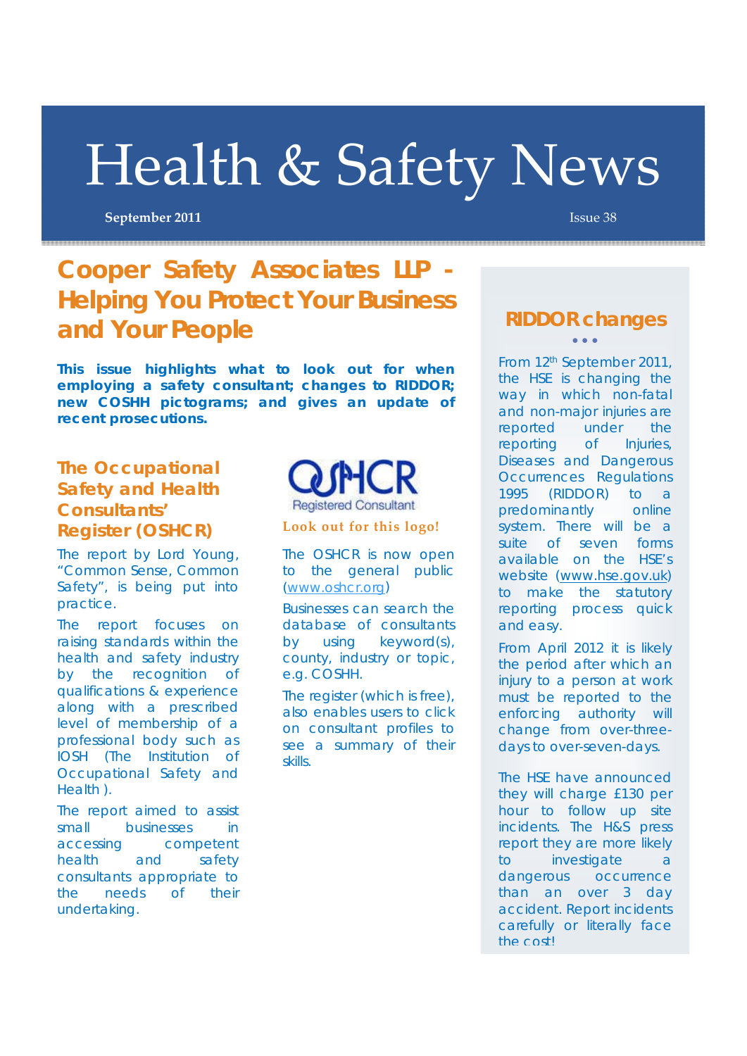# Health & Safety News

**September 2011** Issue 38

## Cooper Safety Associates LLP - Helping You Protect Your Business and Your People

**This issue highlights what to look out for when employing a safety consultant; changes to RIDDOR; new COSHH pictograms; and gives an update of recent prosecutions.**

### The Occupational Safety and Health Consultants' Register (OSHCR)

The report by Lord Young, "Common Sense, Common Safety", is being put into practice.

The report focuses on raising standards within the health and safety industry by the recognition of qualifications & experience along with a prescribed level of membership of a professional body such as IOSH (The Institution of Occupational Safety and Health ).

The report aimed to assist small businesses in accessing competent health and safety consultants appropriate to the needs of their undertaking.

OSHCR Registered Consultant

**Look out for this logo!**

The OSHCR is now open to the general public (www.oshcr.org)

Businesses can search the database of consultants by using keyword(s), county, industry or topic, e.g. COSHH.

The register (which is free), also enables users to click on consultant profiles to see a summary of their skills.

### RIDDOR changes

From 12th September 2011, the HSE is changing the way in which non-fatal and non-major injuries are reported under the reporting of Injuries, Diseases and Dangerous Occurrences Regulations 1995 (RIDDOR) to a predominantly online system. There will be a suite of seven forms available on the HSE's website (www.hse.gov.uk) to make the statutory reporting process quick and easy.

From April 2012 it is likely the period after which an injury to a person at work must be reported to the enforcing authority will change from over-three-days to over-seven-days.

The HSE have announced they will charge £130 per hour to follow up site incidents. The H&S press report they are more likely to investigate a dangerous occurrence than an over 3 day accident. Report incidents carefully or literally face the cost!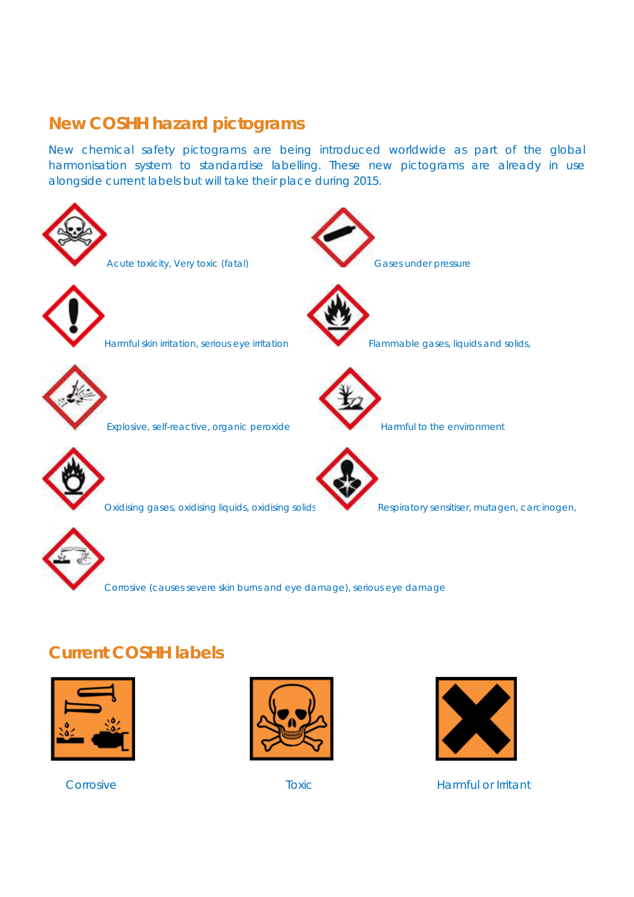## New COSHH hazard pictograms

New chemical safety pictograms are being introduced worldwide as part of the global harmonisation system to standardise labelling. These new pictograms are already in use alongside current labels but will take their place during 2015.

Acute toxicity, Very toxic (fatal)

Gases under pressure

Harmful skin irritation, serious eye irritation

Flammable gases, liquids and solids,

Explosive, self-reactive, organic peroxide

Harmful to the environment

Oxidising gases, oxidising liquids, oxidising solids

Respiratory sensitiser, mutagen, carcinogen,

Corrosive (causes severe skin burns and eye damage), serious eye damage

## Current COSHH labels

Corrosive

Toxic

Harmful or Irritant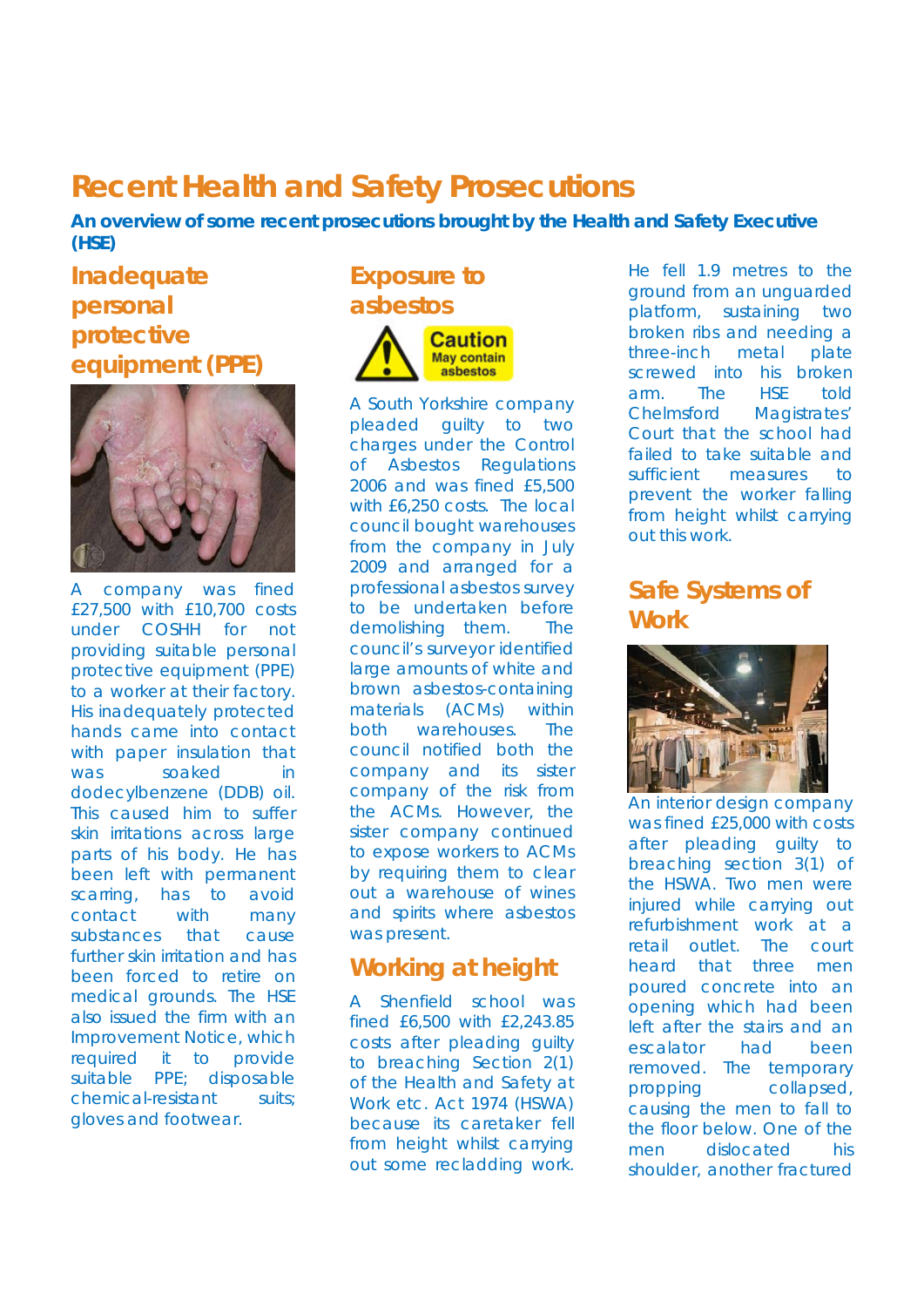# Recent Health and Safety Prosecutions

**An overview of some recent prosecutions brought by the Health and Safety Executive (HSE)**

## Inadequate personal protective equipment (PPE)

A company was fined £27,500 with £10,700 costs under COSHH for not providing suitable personal protective equipment (PPE) to a worker at their factory. His inadequately protected hands came into contact with paper insulation that was soaked in dodecylbenzene (DDB) oil. This caused him to suffer skin irritations across large parts of his body. He has been left with permanent scarring, has to avoid contact with many substances that cause further skin irritation and has been forced to retire on medical grounds. The HSE also issued the firm with an Improvement Notice, which required it to provide suitable PPE; disposable chemical-resistant suits; gloves and footwear.

## Exposure to asbestos

A South Yorkshire company pleaded guilty to two charges under the Control of Asbestos Regulations 2006 and was fined £5,500 with £6,250 costs. The local council bought warehouses from the company in July 2009 and arranged for a professional asbestos survey to be undertaken before demolishing them. The council's surveyor identified large amounts of white and brown asbestos-containing materials (ACMs) within both warehouses. The council notified both the company and its sister company of the risk from the ACMs. However, the sister company continued to expose workers to ACMs by requiring them to clear out a warehouse of wines and spirits where asbestos was present.

## Working at height

A Shenfield school was fined £6,500 with £2,243.85 costs after pleading guilty to breaching Section 2(1) of the Health and Safety at Work etc. Act 1974 (HSWA) because its caretaker fell from height whilst carrying out some recladding work. He fell 1.9 metres to the ground from an unguarded platform, sustaining two broken ribs and needing a three-inch metal plate screwed into his broken arm. The HSE told Chelmsford Magistrates' Court that the school had failed to take suitable and sufficient measures to prevent the worker falling from height whilst carrying out this work.

## Safe Systems of Work

An interior design company was fined £25,000 with costs after pleading guilty to breaching section 3(1) of the HSWA. Two men were injured while carrying out refurbishment work at a retail outlet. The court heard that three men poured concrete into an opening which had been left after the stairs and an escalator had been removed. The temporary propping collapsed, causing the men to fall to the floor below. One of the men dislocated his shoulder, another fractured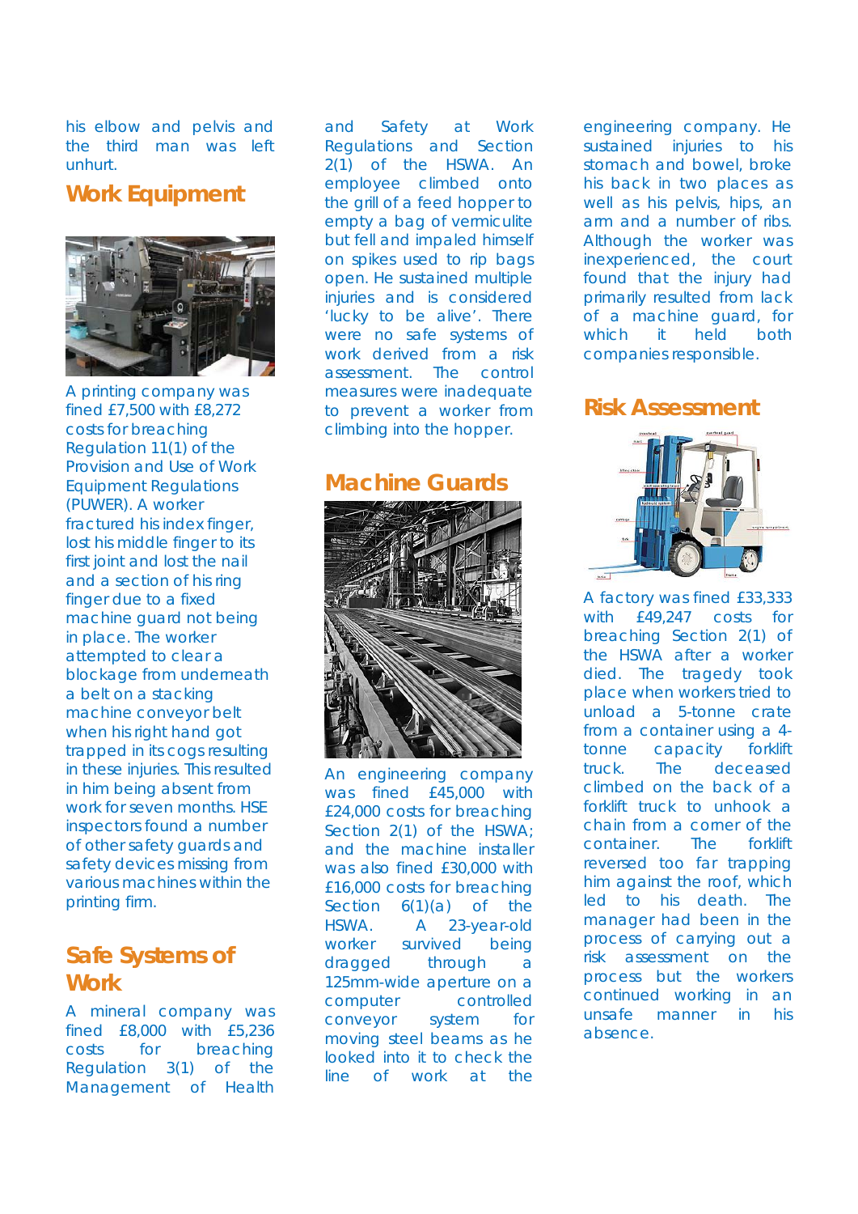his elbow and pelvis and the third man was left unhurt.

## Work Equipment

A printing company was fined £7,500 with £8,272 costs for breaching Regulation 11(1) of the Provision and Use of Work Equipment Regulations (PUWER). A worker fractured his index finger, lost his middle finger to its first joint and lost the nail and a section of his ring finger due to a fixed machine guard not being in place. The worker attempted to clear a blockage from underneath a belt on a stacking machine conveyor belt when his right hand got trapped in its cogs resulting in these injuries. This resulted in him being absent from work for seven months. HSE inspectors found a number of other safety guards and safety devices missing from various machines within the printing firm.

## Safe Systems of Work

A mineral company was fined £8,000 with £5,236 costs for breaching Regulation 3(1) of the Management of Health and Safety at Work Regulations and Section 2(1) of the HSWA. An employee climbed onto the grill of a feed hopper to empty a bag of vermiculite but fell and impaled himself on spikes used to rip bags open. He sustained multiple injuries and is considered 'lucky to be alive'. There were no safe systems of work derived from a risk assessment. The control measures were inadequate to prevent a worker from climbing into the hopper.

## Machine Guards

An engineering company was fined £45,000 with £24,000 costs for breaching Section 2(1) of the HSWA; and the machine installer was also fined £30,000 with £16,000 costs for breaching Section 6(1)(a) of the HSWA. A 23-year-old worker survived being dragged through a 125mm-wide aperture on a computer controlled conveyor system for moving steel beams as he looked into it to check the line of work at the engineering company. He sustained injuries to his stomach and bowel, broke his back in two places as well as his pelvis, hips, an arm and a number of ribs. Although the worker was inexperienced, the court found that the injury had primarily resulted from lack of a machine guard, for which it held both companies responsible.

## Risk Assessment

A factory was fined £33,333 with £49,247 costs for breaching Section 2(1) of the HSWA after a worker died. The tragedy took place when workers tried to unload a 5-tonne crate from a container using a 4-tonne capacity forklift truck. The deceased climbed on the back of a forklift truck to unhook a chain from a corner of the container. The forklift reversed too far trapping him against the roof, which led to his death. The manager had been in the process of carrying out a risk assessment on the process but the workers continued working in an unsafe manner in his absence.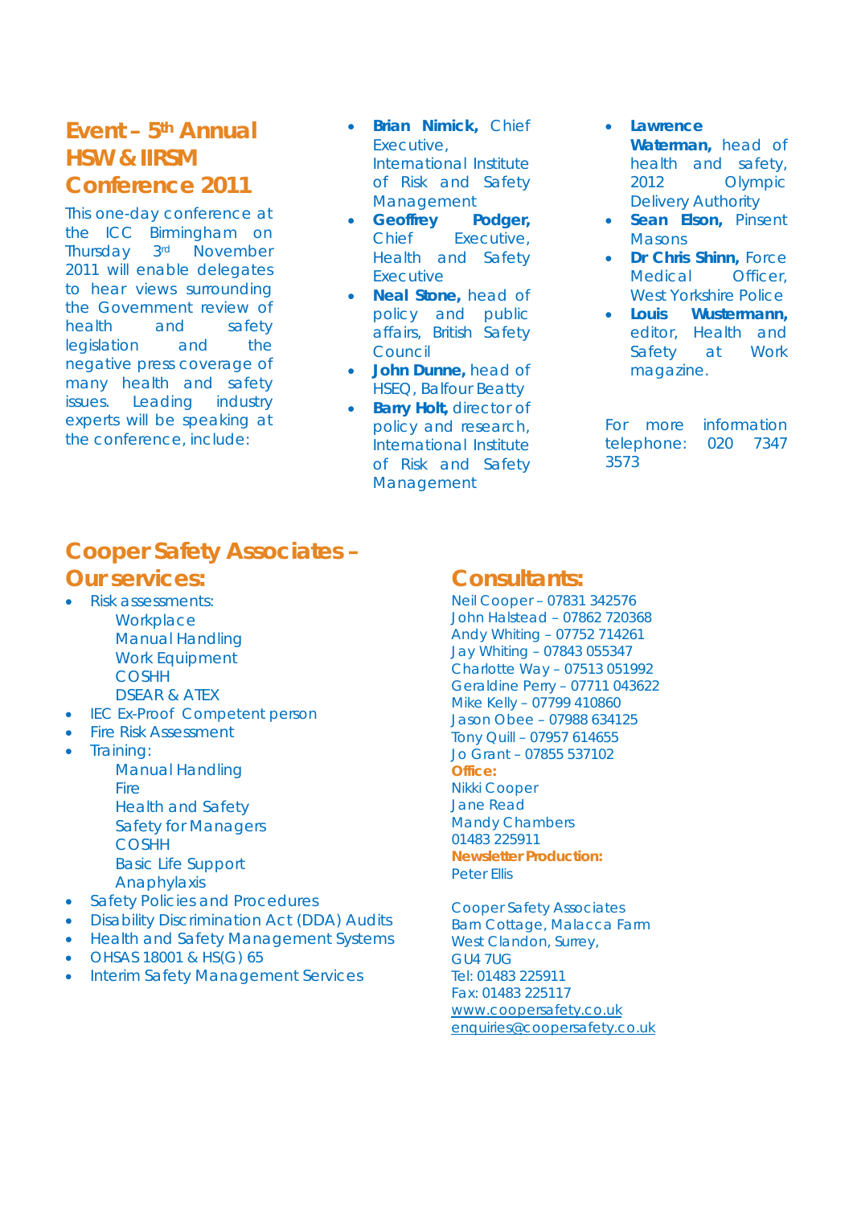## Event – 5th Annual HSW & IIRSM Conference 2011

This one-day conference at the ICC Birmingham on Thursday 3rd November 2011 will enable delegates to hear views surrounding the Government review of health and safety legislation and the negative press coverage of many health and safety issues. Leading industry experts will be speaking at the conference, include:

- **Brian Nimick,** Chief Executive, International Institute of Risk and Safety Management
- **Geoffrey Podger,** Chief Executive, Health and Safety Executive
- **Neal Stone,** head of policy and public affairs, British Safety Council
- **John Dunne,** head of HSEQ, Balfour Beatty
- **Barry Holt,** director of policy and research, International Institute of Risk and Safety Management
- **Lawrence Waterman,** head of health and safety, 2012 Olympic Delivery Authority
- **Sean Elson,** Pinsent Masons
- **Dr Chris Shinn,** Force Medical Officer, West Yorkshire Police
- **Louis Wustermann,** editor, Health and Safety at Work magazine.

For more information telephone: 020 7347 3573

## Cooper Safety Associates – Our services:

- Risk assessments:
  - Workplace
  - Manual Handling
  - Work Equipment
  - COSHH
  - DSEAR & ATEX
- IEC Ex-Proof Competent person
- Fire Risk Assessment
- Training:
  - Manual Handling
  - Fire
  - Health and Safety
  - Safety for Managers
  - COSHH
  - Basic Life Support
  - Anaphylaxis
- Safety Policies and Procedures
- Disability Discrimination Act (DDA) Audits
- Health and Safety Management Systems
- OHSAS 18001 & HS(G) 65
- Interim Safety Management Services

## Consultants:

Neil Cooper – 07831 342576
John Halstead – 07862 720368
Andy Whiting – 07752 714261
Jay Whiting – 07843 055347
Charlotte Way – 07513 051992
Geraldine Perry – 07711 043622
Mike Kelly – 07799 410860
Jason Obee – 07988 634125
Tony Quill – 07957 614655
Jo Grant – 07855 537102

**Office:**
Nikki Cooper
Jane Read
Mandy Chambers
01483 225911

**Newsletter Production:**
Peter Ellis

Cooper Safety Associates
Barn Cottage, Malacca Farm
West Clandon, Surrey,
GU4 7UG
Tel: 01483 225911
Fax: 01483 225117
www.coopersafety.co.uk
enquiries@coopersafety.co.uk